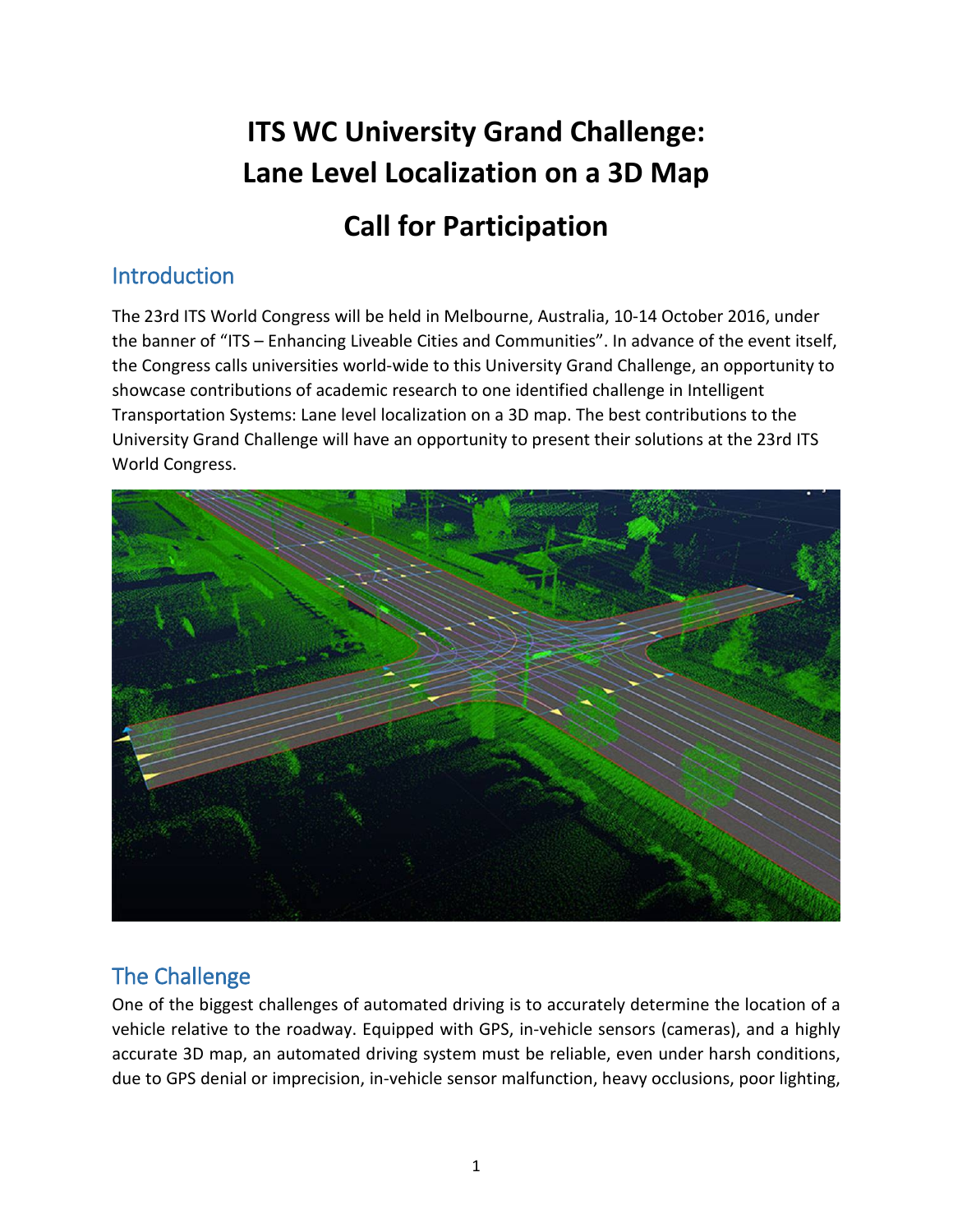# ITS WC University Grand Challenge: Lane Level Localization on a 3D Map

# Call for Participation

## Introduction

The 23rd ITS World Congress will be held in Melbourne, Australia, 10-14 October 2016, under the banner of "ITS – Enhancing Liveable Cities and Communities". In advance of the event itself, the Congress calls universities world-wide to this University Grand Challenge, an opportunity to showcase contributions of academic research to one identified challenge in Intelligent Transportation Systems: Lane level localization on a 3D map. The best contributions to the University Grand Challenge will have an opportunity to present their solutions at the 23rd ITS World Congress.

## The Challenge

One of the biggest challenges of automated driving is to accurately determine the location of a vehicle relative to the roadway. Equipped with GPS, in-vehicle sensors (cameras), and a highly accurate 3D map, an automated driving system must be reliable, even under harsh conditions, due to GPS denial or imprecision, in-vehicle sensor malfunction, heavy occlusions, poor lighting,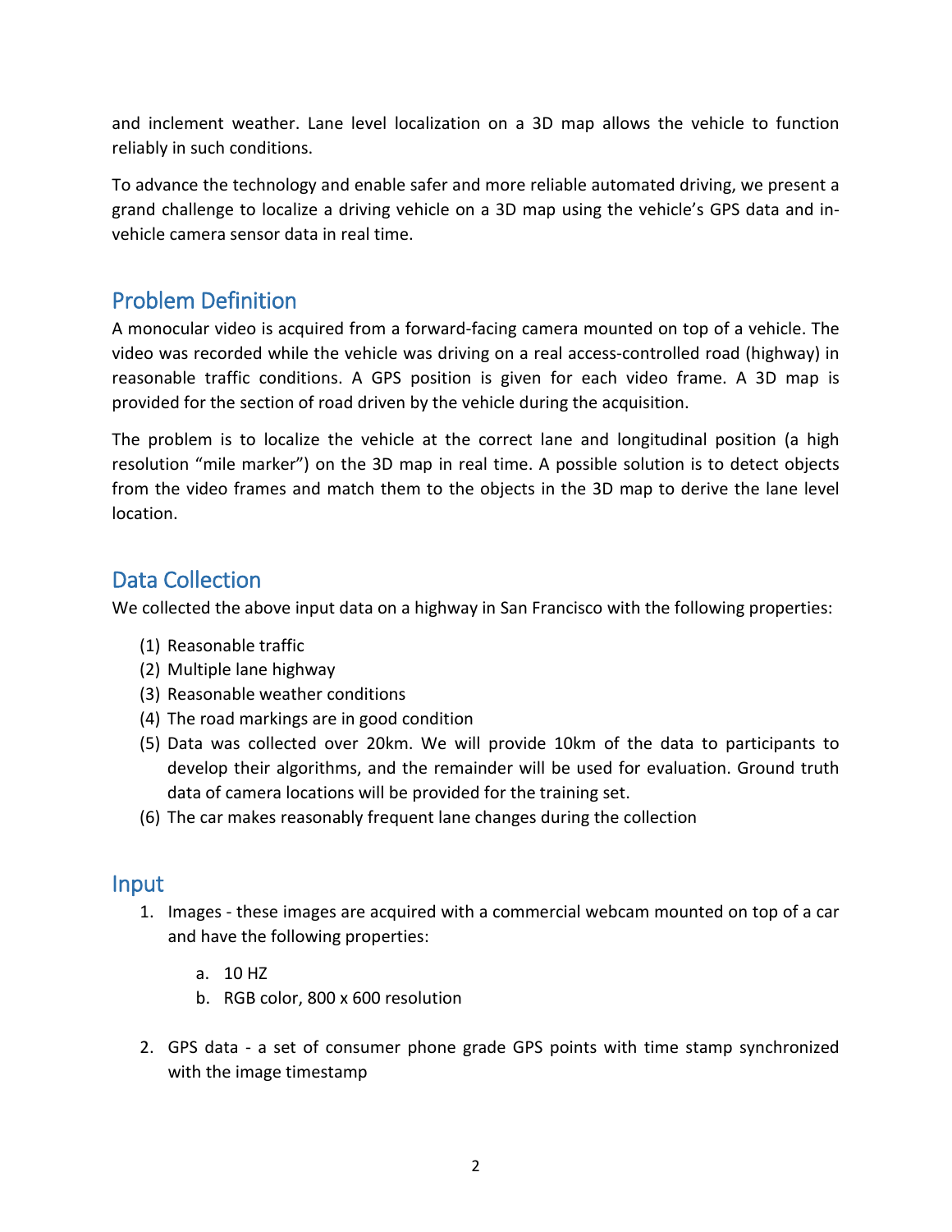and inclement weather. Lane level localization on a 3D map allows the vehicle to function reliably in such conditions.

To advance the technology and enable safer and more reliable automated driving, we present a grand challenge to localize a driving vehicle on a 3D map using the vehicle's GPS data and in-vehicle camera sensor data in real time.

## Problem Definition

A monocular video is acquired from a forward-facing camera mounted on top of a vehicle. The video was recorded while the vehicle was driving on a real access-controlled road (highway) in reasonable traffic conditions. A GPS position is given for each video frame. A 3D map is provided for the section of road driven by the vehicle during the acquisition.

The problem is to localize the vehicle at the correct lane and longitudinal position (a high resolution "mile marker") on the 3D map in real time. A possible solution is to detect objects from the video frames and match them to the objects in the 3D map to derive the lane level location.

## Data Collection

We collected the above input data on a highway in San Francisco with the following properties:

(1) Reasonable traffic
(2) Multiple lane highway
(3) Reasonable weather conditions
(4) The road markings are in good condition
(5) Data was collected over 20km. We will provide 10km of the data to participants to develop their algorithms, and the remainder will be used for evaluation. Ground truth data of camera locations will be provided for the training set.
(6) The car makes reasonably frequent lane changes during the collection

## Input

1. Images - these images are acquired with a commercial webcam mounted on top of a car and have the following properties:
    a. 10 HZ
    b. RGB color, 800 x 600 resolution
2. GPS data - a set of consumer phone grade GPS points with time stamp synchronized with the image timestamp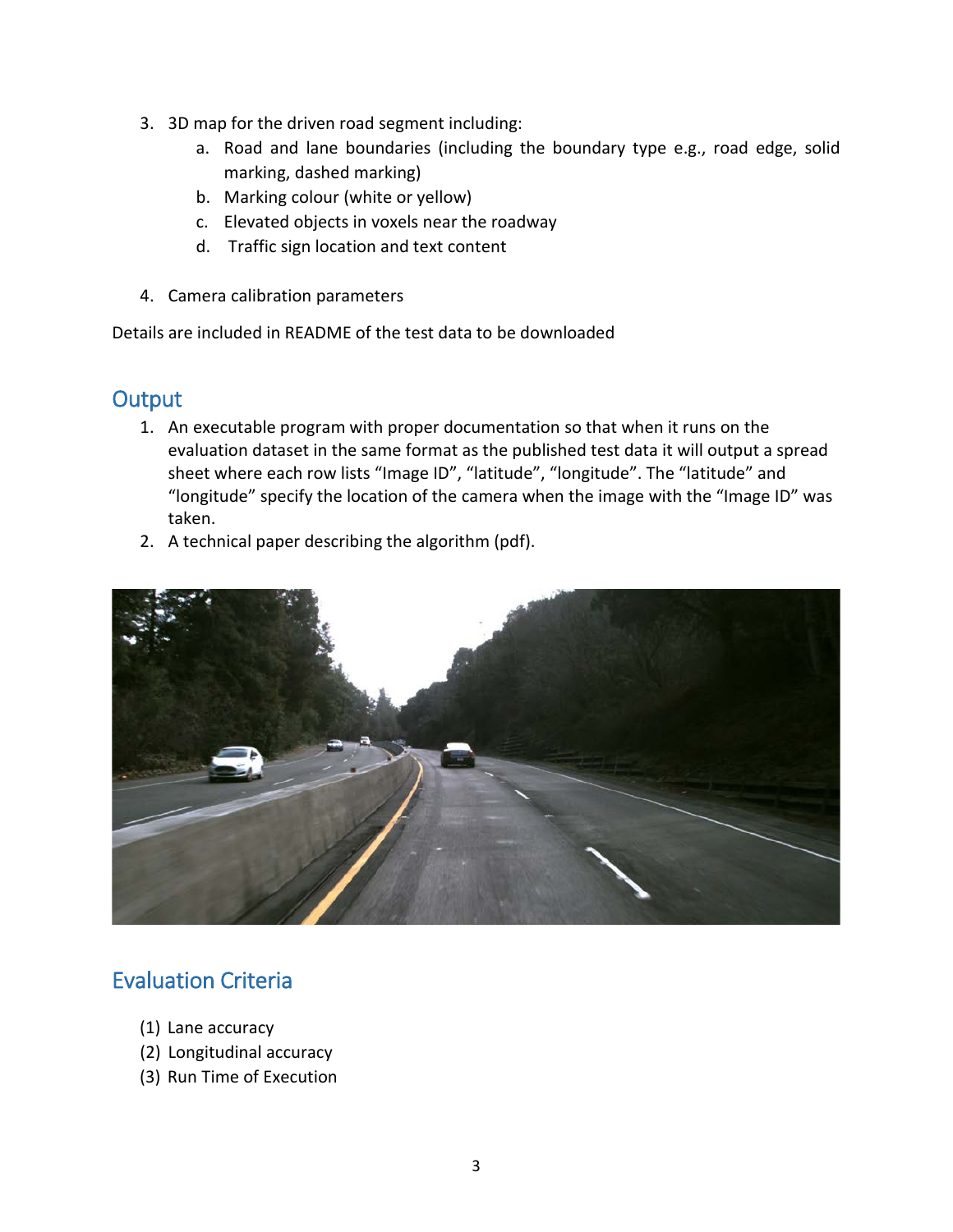3. 3D map for the driven road segment including:
    a. Road and lane boundaries (including the boundary type e.g., road edge, solid marking, dashed marking)
    b. Marking colour (white or yellow)
    c. Elevated objects in voxels near the roadway
    d. Traffic sign location and text content

4. Camera calibration parameters

Details are included in README of the test data to be downloaded

## Output

1. An executable program with proper documentation so that when it runs on the evaluation dataset in the same format as the published test data it will output a spread sheet where each row lists "Image ID", "latitude", "longitude". The "latitude" and "longitude" specify the location of the camera when the image with the "Image ID" was taken.
2. A technical paper describing the algorithm (pdf).

## Evaluation Criteria

(1) Lane accuracy
(2) Longitudinal accuracy
(3) Run Time of Execution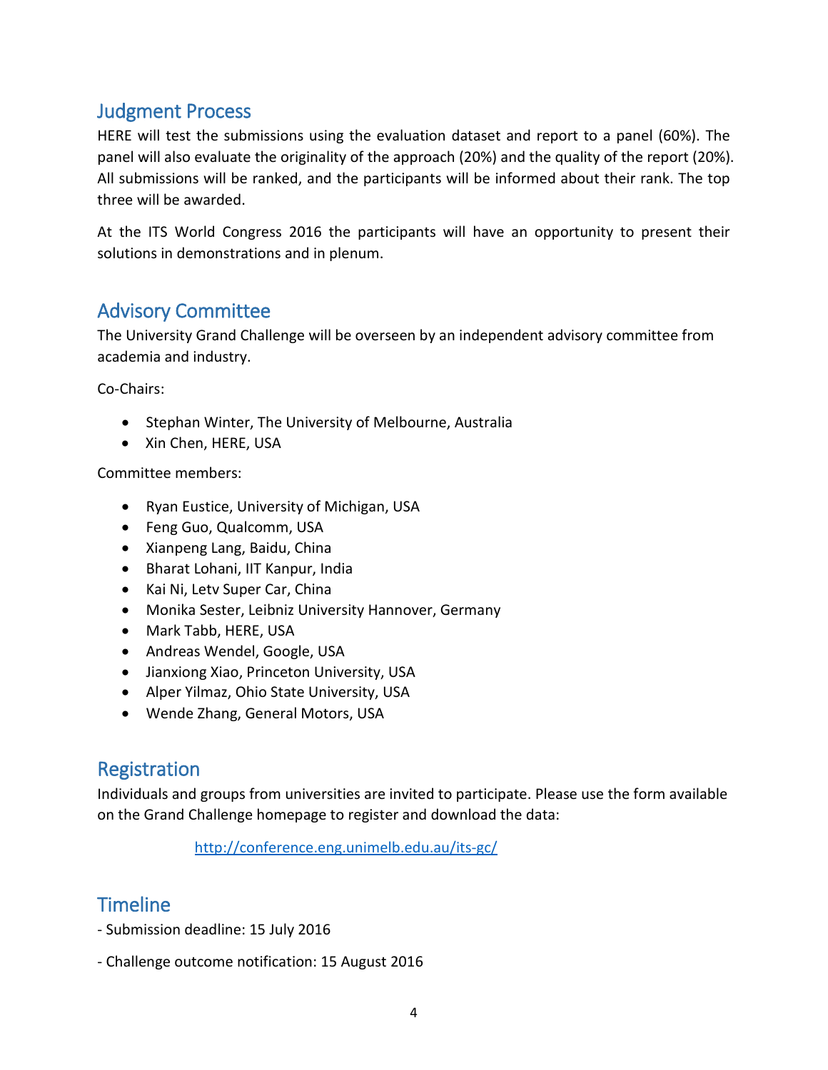## Judgment Process

HERE will test the submissions using the evaluation dataset and report to a panel (60%). The panel will also evaluate the originality of the approach (20%) and the quality of the report (20%). All submissions will be ranked, and the participants will be informed about their rank. The top three will be awarded.

At the ITS World Congress 2016 the participants will have an opportunity to present their solutions in demonstrations and in plenum.

## Advisory Committee

The University Grand Challenge will be overseen by an independent advisory committee from academia and industry.

Co-Chairs:

- Stephan Winter, The University of Melbourne, Australia
- Xin Chen, HERE, USA

Committee members:

- Ryan Eustice, University of Michigan, USA
- Feng Guo, Qualcomm, USA
- Xianpeng Lang, Baidu, China
- Bharat Lohani, IIT Kanpur, India
- Kai Ni, Letv Super Car, China
- Monika Sester, Leibniz University Hannover, Germany
- Mark Tabb, HERE, USA
- Andreas Wendel, Google, USA
- Jianxiong Xiao, Princeton University, USA
- Alper Yilmaz, Ohio State University, USA
- Wende Zhang, General Motors, USA

## Registration

Individuals and groups from universities are invited to participate. Please use the form available on the Grand Challenge homepage to register and download the data:

http://conference.eng.unimelb.edu.au/its-gc/

## Timeline

- Submission deadline: 15 July 2016

- Challenge outcome notification: 15 August 2016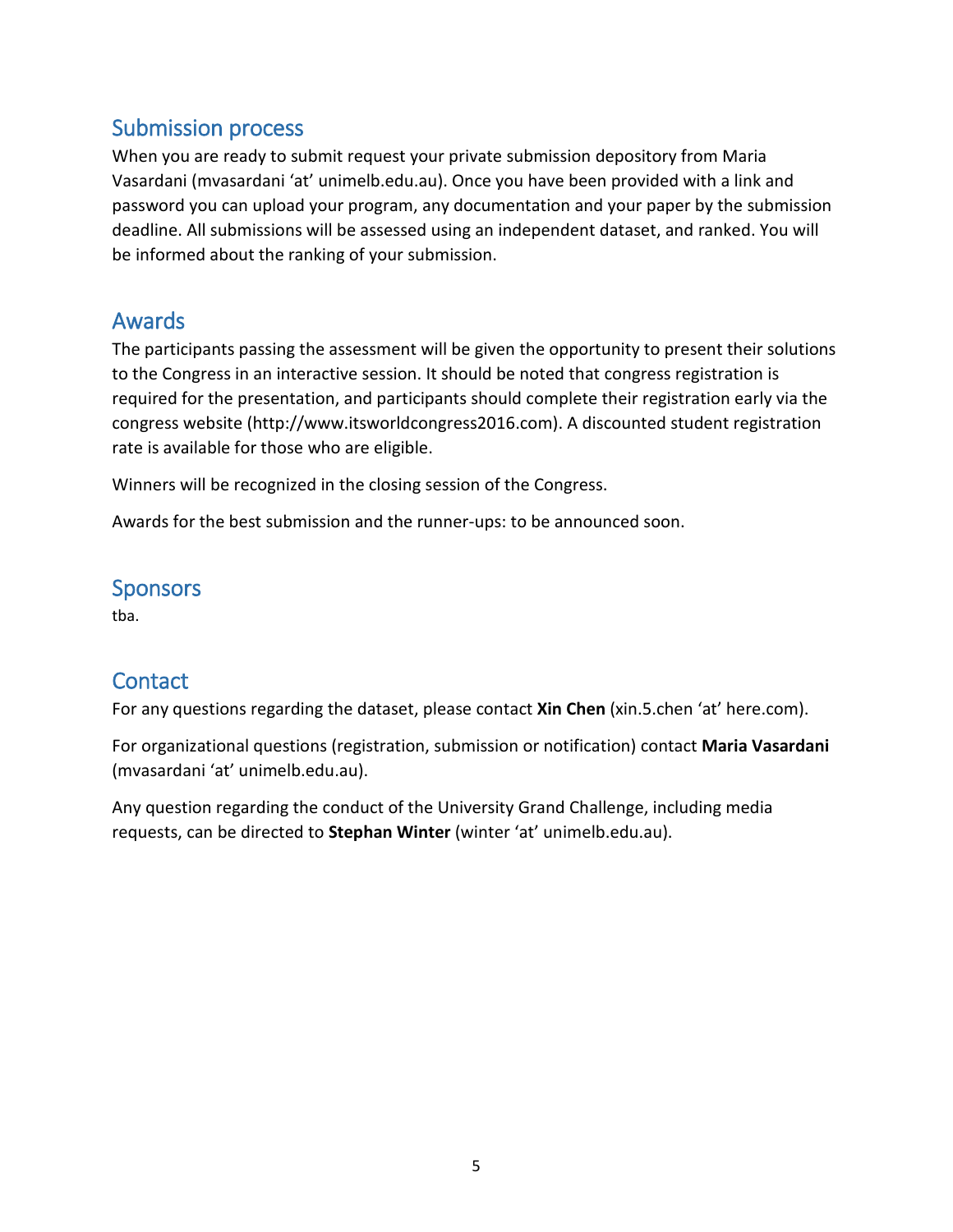## Submission process

When you are ready to submit request your private submission depository from Maria Vasardani (mvasardani 'at' unimelb.edu.au). Once you have been provided with a link and password you can upload your program, any documentation and your paper by the submission deadline. All submissions will be assessed using an independent dataset, and ranked. You will be informed about the ranking of your submission.

## Awards

The participants passing the assessment will be given the opportunity to present their solutions to the Congress in an interactive session. It should be noted that congress registration is required for the presentation, and participants should complete their registration early via the congress website (http://www.itsworldcongress2016.com). A discounted student registration rate is available for those who are eligible.

Winners will be recognized in the closing session of the Congress.

Awards for the best submission and the runner-ups: to be announced soon.

## Sponsors

tba.

## Contact

For any questions regarding the dataset, please contact **Xin Chen** (xin.5.chen 'at' here.com).

For organizational questions (registration, submission or notification) contact **Maria Vasardani** (mvasardani 'at' unimelb.edu.au).

Any question regarding the conduct of the University Grand Challenge, including media requests, can be directed to **Stephan Winter** (winter 'at' unimelb.edu.au).